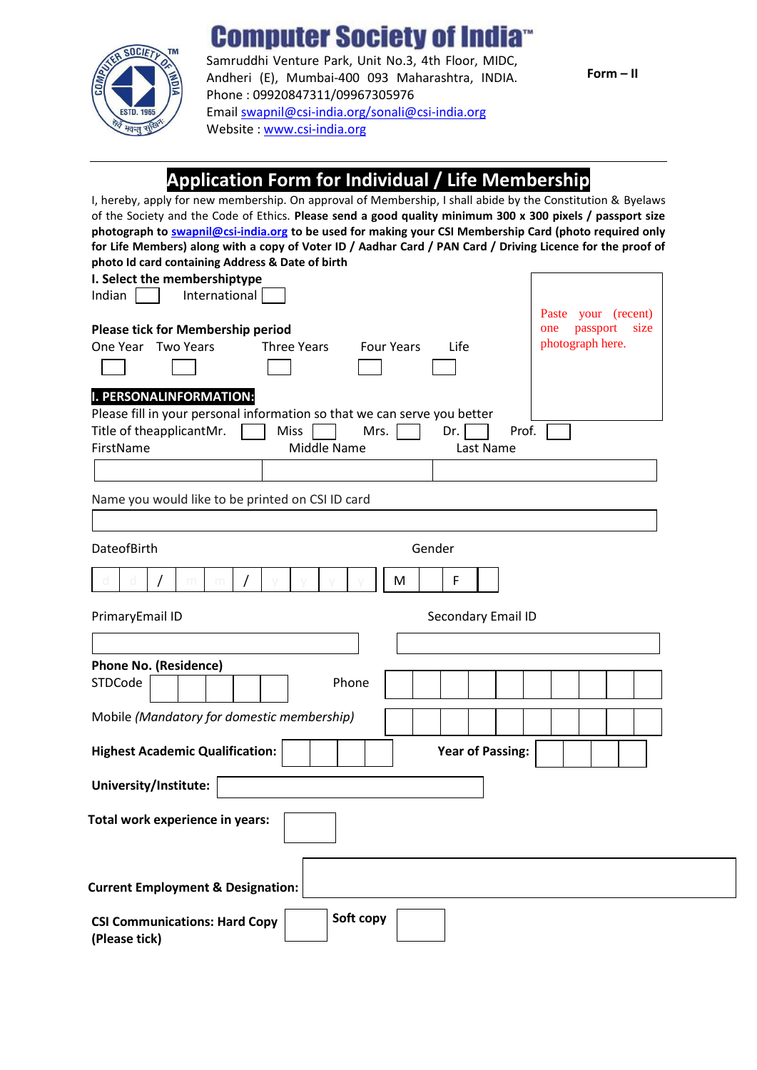# Computer Society of India™

Samruddhi Venture Park, Unit No.3, 4th Floor, MIDC,
Andheri (E), Mumbai-400 093 Maharashtra, INDIA.
Phone : 09920847311/09967305976
Email swapnil@csi-india.org/sonali@csi-india.org
Website : www.csi-india.org

**Form – II**

## Application Form for Individual / Life Membership

I, hereby, apply for new membership. On approval of Membership, I shall abide by the Constitution & Byelaws of the Society and the Code of Ethics. **Please send a good quality minimum 300 x 300 pixels / passport size photograph to swapnil@csi-india.org to be used for making your CSI Membership Card (photo required only for Life Members) along with a copy of Voter ID / Aadhar Card / PAN Card / Driving Licence for the proof of photo Id card containing Address & Date of birth**

**I. Select the membershiptype**

Indian [ ] International [ ]

Paste your (recent) one passport size photograph here.

**Please tick for Membership period**

One Year [ ] Two Years [ ] Three Years [ ] Four Years [ ] Life [ ]

**I. PERSONALINFORMATION:**

Please fill in your personal information so that we can serve you better

Title of theapplicantMr. [ ] Miss [ ] Mrs. [ ] Dr. [ ] Prof. [ ]

| FirstName | Middle Name | Last Name |
|---|---|---|
| | | |

Name you would like to be printed on CSI ID card

[ ]

DateofBirth: d d / m m / y y y y

Gender: M [ ] F [ ]

PrimaryEmail ID [ ]

Secondary Email ID [ ]

**Phone No. (Residence)**

STDCode [ ] Phone [ ]

Mobile *(Mandatory for domestic membership)* [ ]

**Highest Academic Qualification:** [ ] **Year of Passing:** [ ]

**University/Institute:** [ ]

**Total work experience in years:** [ ]

**Current Employment & Designation:** [ ]

**CSI Communications: Hard Copy** [ ] **Soft copy** [ ]
**(Please tick)**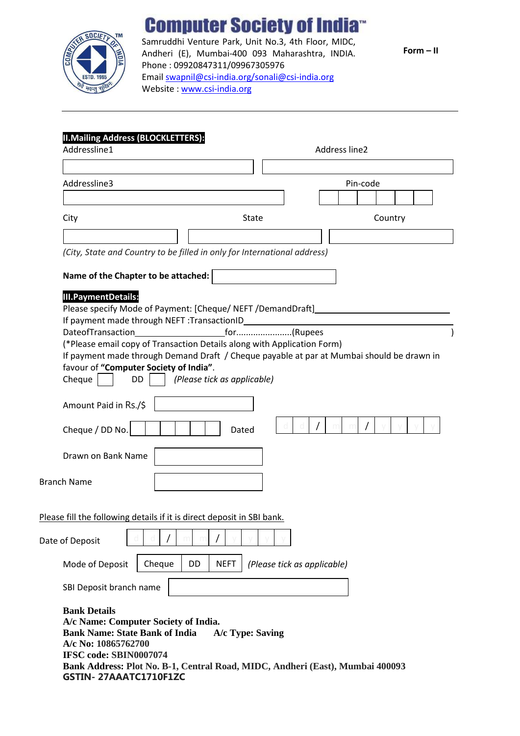# Computer Society of India™

Samruddhi Venture Park, Unit No.3, 4th Floor, MIDC, Andheri (E), Mumbai-400 093 Maharashtra, INDIA.
Phone : 09920847311/09967305976
Email swapnil@csi-india.org/sonali@csi-india.org
Website : www.csi-india.org

**Form – II**

---

**II.Mailing Address (BLOCKLETTERS):**

Addressline1 ______________________ Address line2 ______________________

Addressline3 ______________________ Pin-code ☐☐☐☐☐☐

City ______________ State ______________ Country ______________

*(City, State and Country to be filled in only for International address)*

**Name of the Chapter to be attached:** ______________________

**III.PaymentDetails:**

Please specify Mode of Payment: [Cheque/ NEFT /DemandDraft]______________________________

If payment made through NEFT :TransactionID______________________________________

DateofTransaction____________________for.......................(Rupees )

(*Please email copy of Transaction Details along with Application Form)

If payment made through Demand Draft / Cheque payable at par at Mumbai should be drawn in favour of **"Computer Society of India"**.

Cheque ☐ DD ☐ *(Please tick as applicable)*

Amount Paid in Rs./$ ______________

Cheque / DD No. ☐☐☐☐☐☐ Dated d d / m m / y y y y

Drawn on Bank Name ______________

Branch Name ______________

Please fill the following details if it is direct deposit in SBI bank.

Date of Deposit d d / m m / y y y y

Mode of Deposit ☐ Cheque ☐ DD ☐ NEFT *(Please tick as applicable)*

SBI Deposit branch name ______________________

**Bank Details**
**A/c Name: Computer Society of India.**
**Bank Name: State Bank of India A/c Type: Saving**
**A/c No: 10865762700**
**IFSC code: SBIN0007074**
**Bank Address: Plot No. B-1, Central Road, MIDC, Andheri (East), Mumbai 400093**
**GSTIN- 27AAATC1710F1ZC**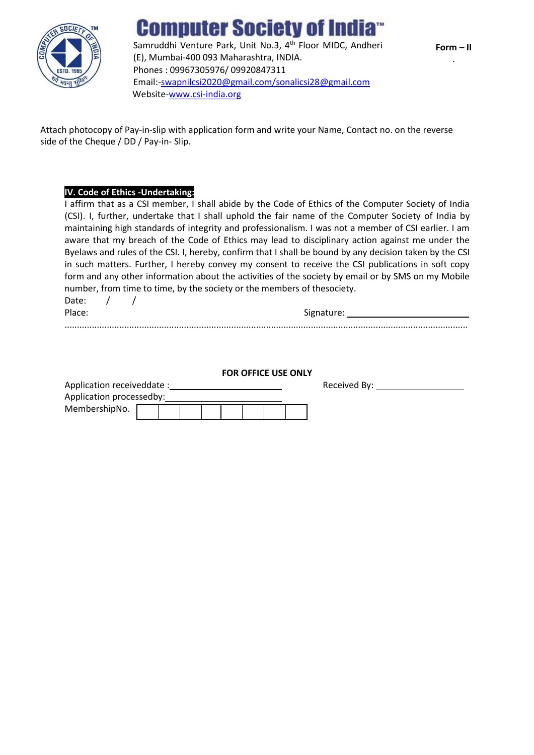# Computer Society of India™

Samruddhi Venture Park, Unit No.3, 4th Floor MIDC, Andheri (E), Mumbai-400 093 Maharashtra, INDIA.
Phones : 09967305976/ 09920847311
Email:-swapnilcsi2020@gmail.com/sonalicsi28@gmail.com
Website-www.csi-india.org

**Form – II**

Attach photocopy of Pay-in-slip with application form and write your Name, Contact no. on the reverse side of the Cheque / DD / Pay-in- Slip.

**IV. Code of Ethics -Undertaking:**

I affirm that as a CSI member, I shall abide by the Code of Ethics of the Computer Society of India (CSI). I, further, undertake that I shall uphold the fair name of the Computer Society of India by maintaining high standards of integrity and professionalism. I was not a member of CSI earlier. I am aware that my breach of the Code of Ethics may lead to disciplinary action against me under the Byelaws and rules of the CSI. I, hereby, confirm that I shall be bound by any decision taken by the CSI in such matters. Further, I hereby convey my consent to receive the CSI publications in soft copy form and any other information about the activities of the society by email or by SMS on my Mobile number, from time to time, by the society or the members of thesociety.

Date: / /

Place: Signature: ______________________

........................................................................................................................................................

**FOR OFFICE USE ONLY**

Application receiveddate : ______________________ Received By: ________________

Application processedby: ______________________

MembershipNo.

| | | | | | | | |
|---|---|---|---|---|---|---|---|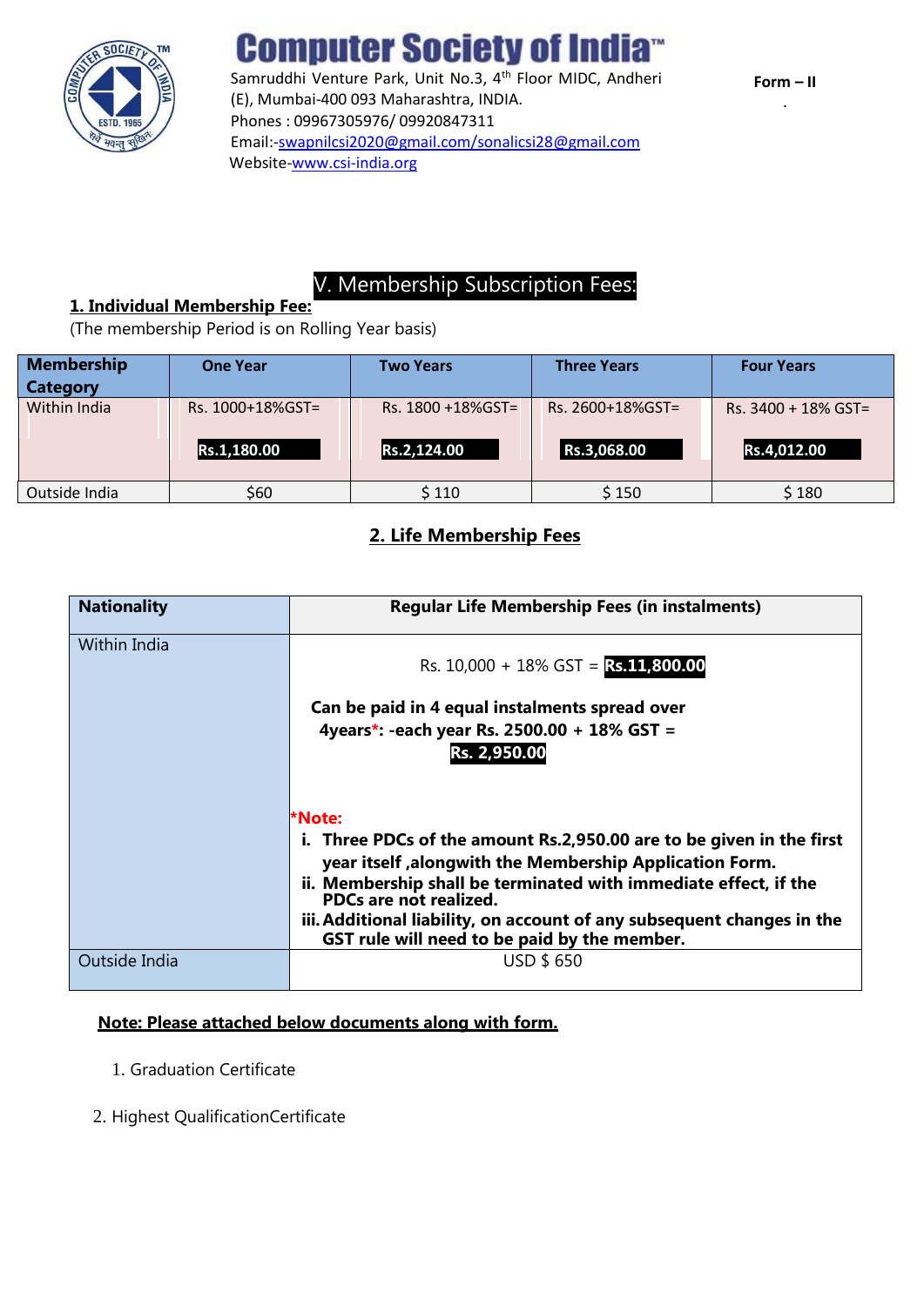# Computer Society of India™

Samruddhi Venture Park, Unit No.3, 4th Floor MIDC, Andheri (E), Mumbai-400 093 Maharashtra, INDIA.
Phones : 09967305976/ 09920847311
Email:-swapnilcsi2020@gmail.com/sonalicsi28@gmail.com
Website-www.csi-india.org

**Form – II**

## V. Membership Subscription Fees:

**1. Individual Membership Fee:**

(The membership Period is on Rolling Year basis)

| Membership Category | One Year | Two Years | Three Years | Four Years |
|---|---|---|---|---|
| Within India | Rs. 1000+18%GST= **Rs.1,180.00** | Rs. 1800 +18%GST= **Rs.2,124.00** | Rs. 2600+18%GST= **Rs.3,068.00** | Rs. 3400 + 18% GST= **Rs.4,012.00** |
| Outside India | $60 | $ 110 | $ 150 | $ 180 |

### 2. Life Membership Fees

| Nationality | Regular Life Membership Fees (in instalments) |
|---|---|
| Within India | Rs. 10,000 + 18% GST = **Rs.11,800.00**<br><br>**Can be paid in 4 equal instalments spread over 4years*: -each year Rs. 2500.00 + 18% GST = Rs. 2,950.00**<br><br>***Note:**<br>**i. Three PDCs of the amount Rs.2,950.00 are to be given in the first year itself ,alongwith the Membership Application Form.**<br>**ii. Membership shall be terminated with immediate effect, if the PDCs are not realized.**<br>**iii. Additional liability, on account of any subsequent changes in the GST rule will need to be paid by the member.** |
| Outside India | USD $ 650 |

**Note: Please attached below documents along with form.**

1. Graduation Certificate
2. Highest QualificationCertificate